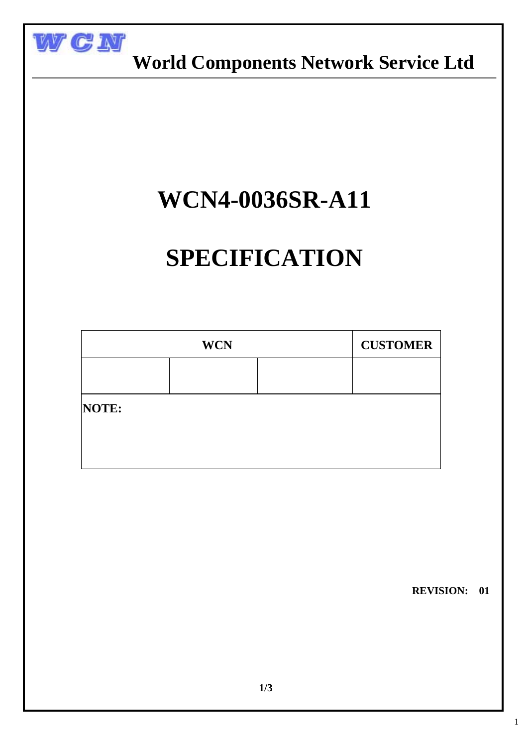**WCN**

**World Components Network Service Ltd**

# WCN4-0036SR-A11

# SPECIFICATION

| WCN | | | CUSTOMER |
|---|---|---|---|
| | | | |
| **NOTE:** | | | |

**REVISION: 01**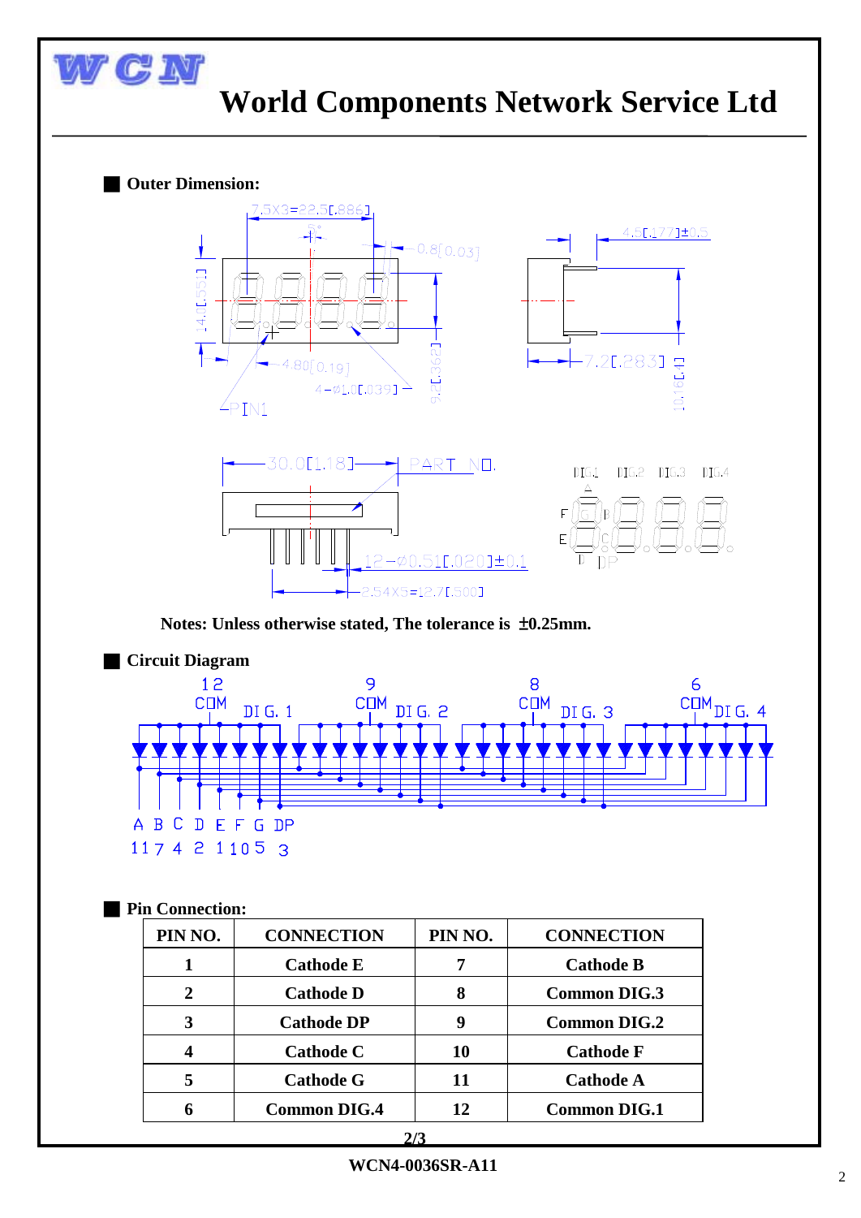# World Components Network Service Ltd

## Outer Dimension:

Notes: Unless otherwise stated, The tolerance is ±0.25mm.

## Circuit Diagram

## Pin Connection:

| PIN NO. | CONNECTION | PIN NO. | CONNECTION |
|---|---|---|---|
| 1 | Cathode E | 7 | Cathode B |
| 2 | Cathode D | 8 | Common DIG.3 |
| 3 | Cathode DP | 9 | Common DIG.2 |
| 4 | Cathode C | 10 | Cathode F |
| 5 | Cathode G | 11 | Cathode A |
| 6 | Common DIG.4 | 12 | Common DIG.1 |

WCN4-0036SR-A11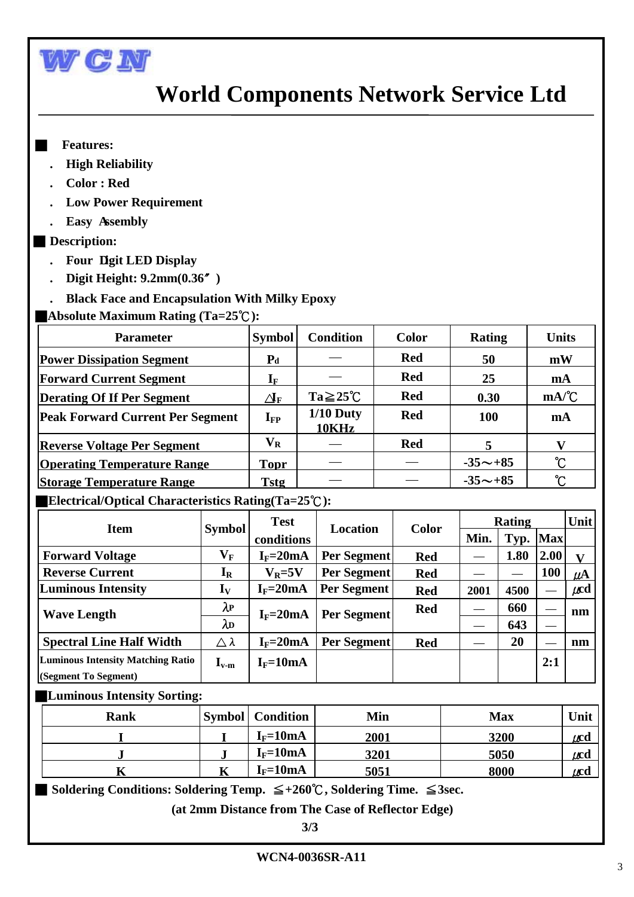# World Components Network Service Ltd

- **Features:**
  - High Reliability
  - Color : Red
  - Low Power Requirement
  - Easy Assembly

- **Description:**
  - Four Digit LED Display
  - Digit Height: 9.2mm(0.36″)
  - Black Face and Encapsulation With Milky Epoxy

**Absolute Maximum Rating (Ta=25℃):**

| Parameter | Symbol | Condition | Color | Rating | Units |
|---|---|---|---|---|---|
| Power Dissipation Segment | $P_d$ | — | Red | 50 | mW |
| Forward Current Segment | $I_F$ | — | Red | 25 | mA |
| Derating Of If Per Segment | $\Delta I_F$ | Ta≧25℃ | Red | 0.30 | mA/℃ |
| Peak Forward Current Per Segment | $I_{FP}$ | 1/10 Duty 10KHz | Red | 100 | mA |
| Reverse Voltage Per Segment | $V_R$ | — | Red | 5 | V |
| Operating Temperature Range | Topr | — | — | -35～+85 | ℃ |
| Storage Temperature Range | Tstg | — | — | -35～+85 | ℃ |

**Electrical/Optical Characteristics Rating(Ta=25℃):**

| Item | Symbol | Test conditions | Location | Color | Rating | | | Unit |
|---|---|---|---|---|---|---|---|---|
| | | | | | Min. | Typ. | Max | |
| Forward Voltage | $V_F$ | $I_F$=20mA | Per Segment | Red | — | 1.80 | 2.00 | V |
| Reverse Current | $I_R$ | $V_R$=5V | Per Segment | Red | — | — | 100 | μA |
| Luminous Intensity | $I_V$ | $I_F$=20mA | Per Segment | Red | 2001 | 4500 | — | μcd |
| Wave Length | $\lambda_P$ | $I_F$=20mA | Per Segment | Red | — | 660 | — | nm |
| | $\lambda_D$ | | | | — | 643 | — | |
| Spectral Line Half Width | $\Delta\lambda$ | $I_F$=20mA | Per Segment | Red | — | 20 | — | nm |
| Luminous Intensity Matching Ratio (Segment To Segment) | $I_{v\text{-}m}$ | $I_F$=10mA | | | | | 2:1 | |

**Luminous Intensity Sorting:**

| Rank | Symbol | Condition | Min | Max | Unit |
|---|---|---|---|---|---|
| I | I | $I_F$=10mA | 2001 | 3200 | μcd |
| J | J | $I_F$=10mA | 3201 | 5050 | μcd |
| K | K | $I_F$=10mA | 5051 | 8000 | μcd |

**Soldering Conditions: Soldering Temp. ≦+260℃, Soldering Time. ≦3sec.**

**(at 2mm Distance from The Case of Reflector Edge)**

**WCN4-0036SR-A11**